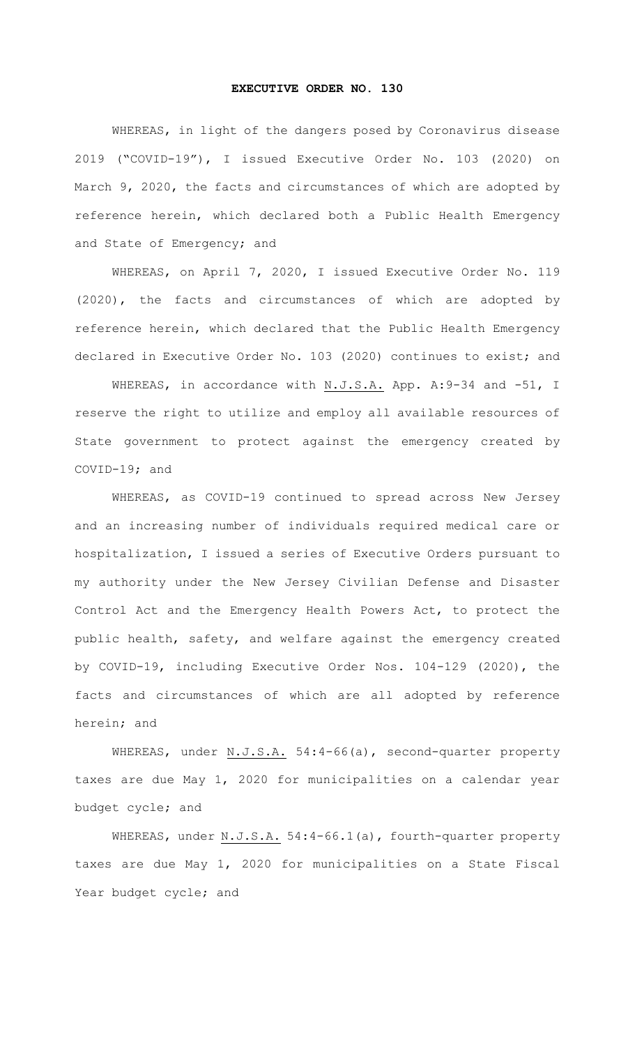# EXECUTIVE ORDER NO. 130

WHEREAS, in light of the dangers posed by Coronavirus disease 2019 ("COVID-19"), I issued Executive Order No. 103 (2020) on March 9, 2020, the facts and circumstances of which are adopted by reference herein, which declared both a Public Health Emergency and State of Emergency; and

WHEREAS, on April 7, 2020, I issued Executive Order No. 119 (2020), the facts and circumstances of which are adopted by reference herein, which declared that the Public Health Emergency declared in Executive Order No. 103 (2020) continues to exist; and

WHEREAS, in accordance with N.J.S.A. App. A:9-34 and -51, I reserve the right to utilize and employ all available resources of State government to protect against the emergency created by COVID-19; and

WHEREAS, as COVID-19 continued to spread across New Jersey and an increasing number of individuals required medical care or hospitalization, I issued a series of Executive Orders pursuant to my authority under the New Jersey Civilian Defense and Disaster Control Act and the Emergency Health Powers Act, to protect the public health, safety, and welfare against the emergency created by COVID-19, including Executive Order Nos. 104-129 (2020), the facts and circumstances of which are all adopted by reference herein; and

WHEREAS, under N.J.S.A. 54:4-66(a), second-quarter property taxes are due May 1, 2020 for municipalities on a calendar year budget cycle; and

WHEREAS, under N.J.S.A. 54:4-66.1(a), fourth-quarter property taxes are due May 1, 2020 for municipalities on a State Fiscal Year budget cycle; and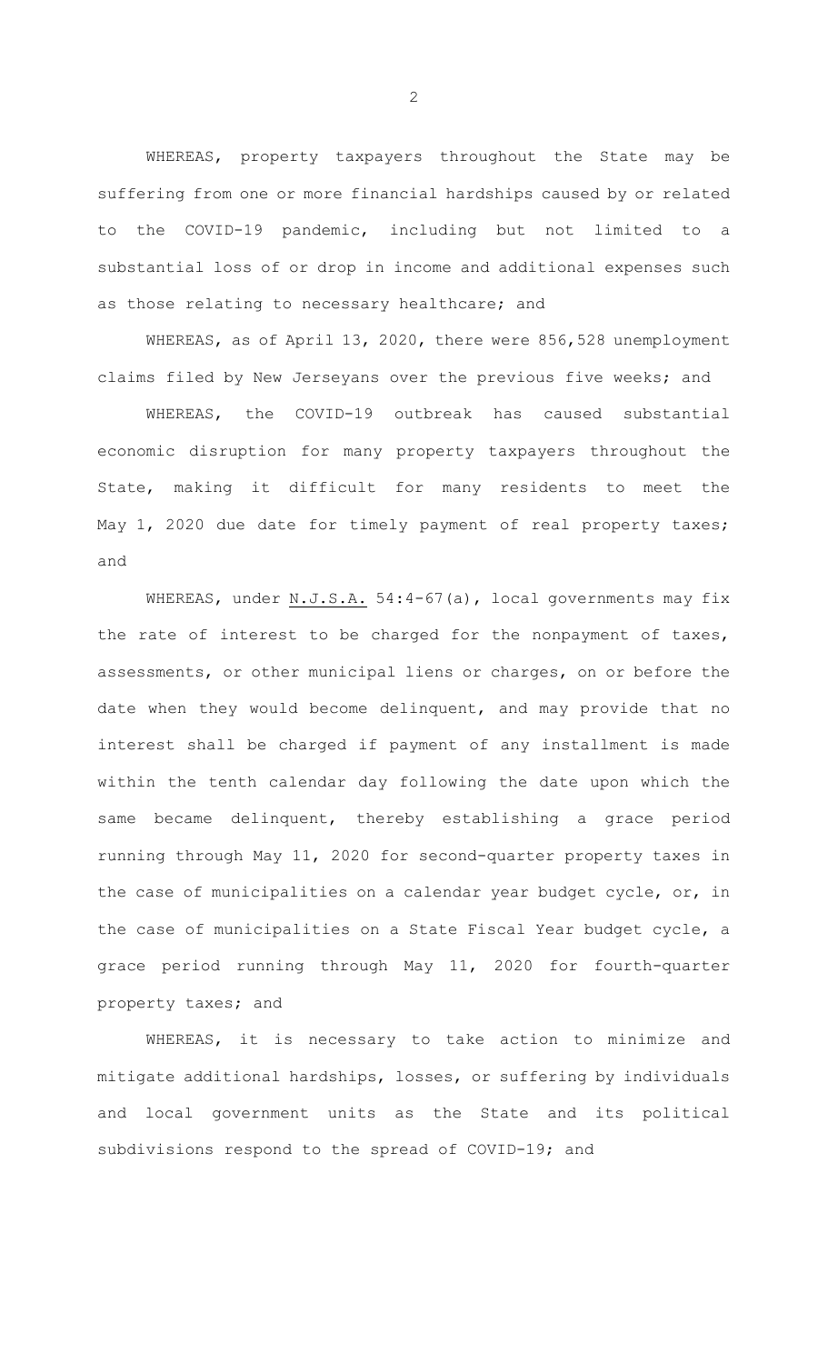WHEREAS, property taxpayers throughout the State may be suffering from one or more financial hardships caused by or related to the COVID-19 pandemic, including but not limited to a substantial loss of or drop in income and additional expenses such as those relating to necessary healthcare; and

WHEREAS, as of April 13, 2020, there were 856,528 unemployment claims filed by New Jerseyans over the previous five weeks; and

WHEREAS, the COVID-19 outbreak has caused substantial economic disruption for many property taxpayers throughout the State, making it difficult for many residents to meet the May 1, 2020 due date for timely payment of real property taxes; and

WHEREAS, under N.J.S.A. 54:4-67(a), local governments may fix the rate of interest to be charged for the nonpayment of taxes, assessments, or other municipal liens or charges, on or before the date when they would become delinquent, and may provide that no interest shall be charged if payment of any installment is made within the tenth calendar day following the date upon which the same became delinquent, thereby establishing a grace period running through May 11, 2020 for second-quarter property taxes in the case of municipalities on a calendar year budget cycle, or, in the case of municipalities on a State Fiscal Year budget cycle, a grace period running through May 11, 2020 for fourth-quarter property taxes; and

WHEREAS, it is necessary to take action to minimize and mitigate additional hardships, losses, or suffering by individuals and local government units as the State and its political subdivisions respond to the spread of COVID-19; and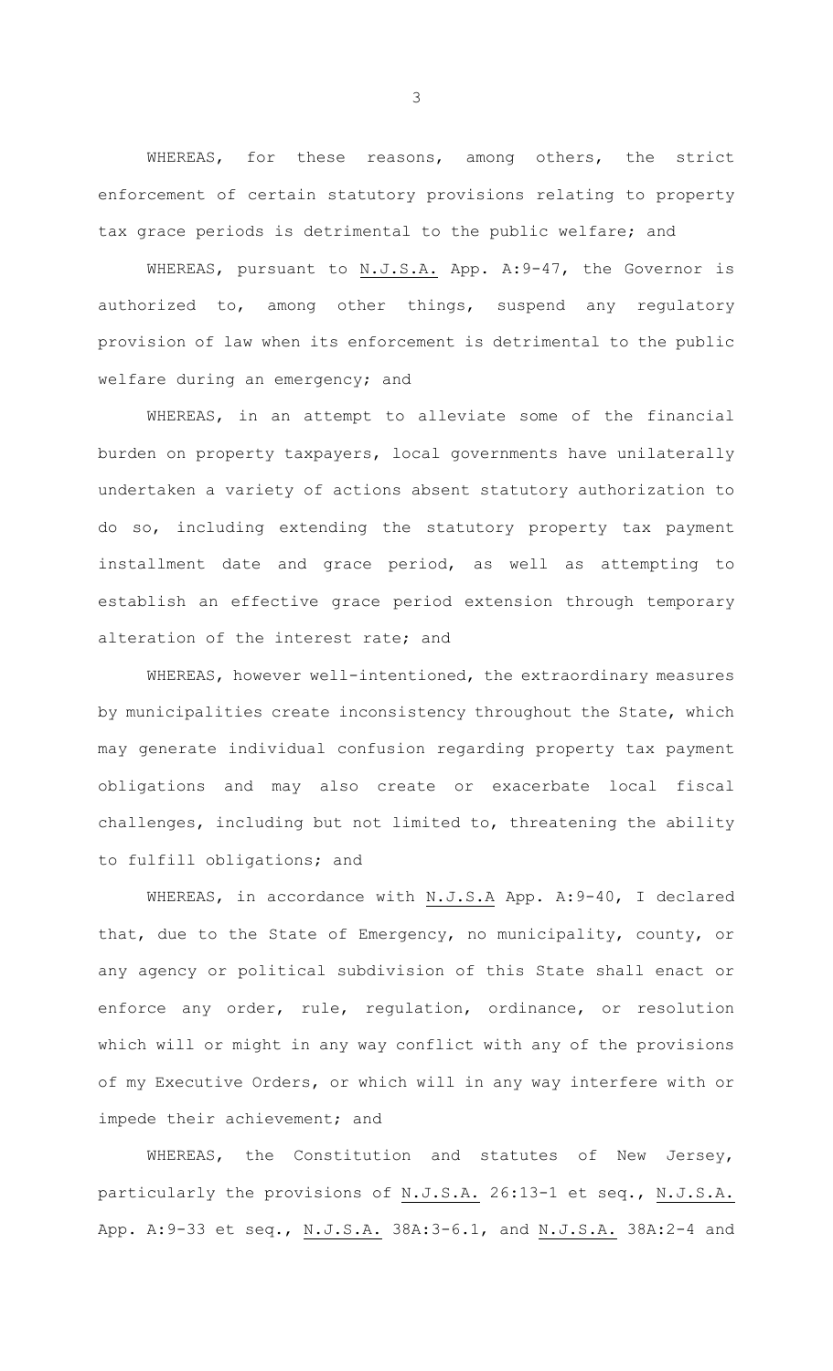WHEREAS, for these reasons, among others, the strict enforcement of certain statutory provisions relating to property tax grace periods is detrimental to the public welfare; and

WHEREAS, pursuant to N.J.S.A. App. A:9-47, the Governor is authorized to, among other things, suspend any regulatory provision of law when its enforcement is detrimental to the public welfare during an emergency; and

WHEREAS, in an attempt to alleviate some of the financial burden on property taxpayers, local governments have unilaterally undertaken a variety of actions absent statutory authorization to do so, including extending the statutory property tax payment installment date and grace period, as well as attempting to establish an effective grace period extension through temporary alteration of the interest rate; and

WHEREAS, however well-intentioned, the extraordinary measures by municipalities create inconsistency throughout the State, which may generate individual confusion regarding property tax payment obligations and may also create or exacerbate local fiscal challenges, including but not limited to, threatening the ability to fulfill obligations; and

WHEREAS, in accordance with N.J.S.A App. A:9-40, I declared that, due to the State of Emergency, no municipality, county, or any agency or political subdivision of this State shall enact or enforce any order, rule, regulation, ordinance, or resolution which will or might in any way conflict with any of the provisions of my Executive Orders, or which will in any way interfere with or impede their achievement; and

WHEREAS, the Constitution and statutes of New Jersey, particularly the provisions of N.J.S.A. 26:13-1 et seq., N.J.S.A. App. A:9-33 et seq., N.J.S.A. 38A:3-6.1, and N.J.S.A. 38A:2-4 and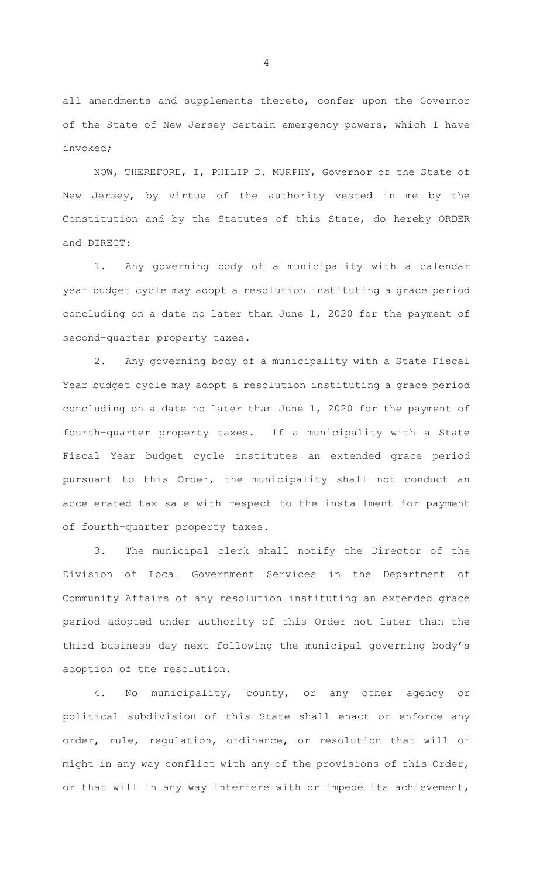all amendments and supplements thereto, confer upon the Governor of the State of New Jersey certain emergency powers, which I have invoked;

NOW, THEREFORE, I, PHILIP D. MURPHY, Governor of the State of New Jersey, by virtue of the authority vested in me by the Constitution and by the Statutes of this State, do hereby ORDER and DIRECT:

1. Any governing body of a municipality with a calendar year budget cycle may adopt a resolution instituting a grace period concluding on a date no later than June 1, 2020 for the payment of second-quarter property taxes.

2. Any governing body of a municipality with a State Fiscal Year budget cycle may adopt a resolution instituting a grace period concluding on a date no later than June 1, 2020 for the payment of fourth-quarter property taxes. If a municipality with a State Fiscal Year budget cycle institutes an extended grace period pursuant to this Order, the municipality shall not conduct an accelerated tax sale with respect to the installment for payment of fourth-quarter property taxes.

3. The municipal clerk shall notify the Director of the Division of Local Government Services in the Department of Community Affairs of any resolution instituting an extended grace period adopted under authority of this Order not later than the third business day next following the municipal governing body's adoption of the resolution.

4. No municipality, county, or any other agency or political subdivision of this State shall enact or enforce any order, rule, regulation, ordinance, or resolution that will or might in any way conflict with any of the provisions of this Order, or that will in any way interfere with or impede its achievement,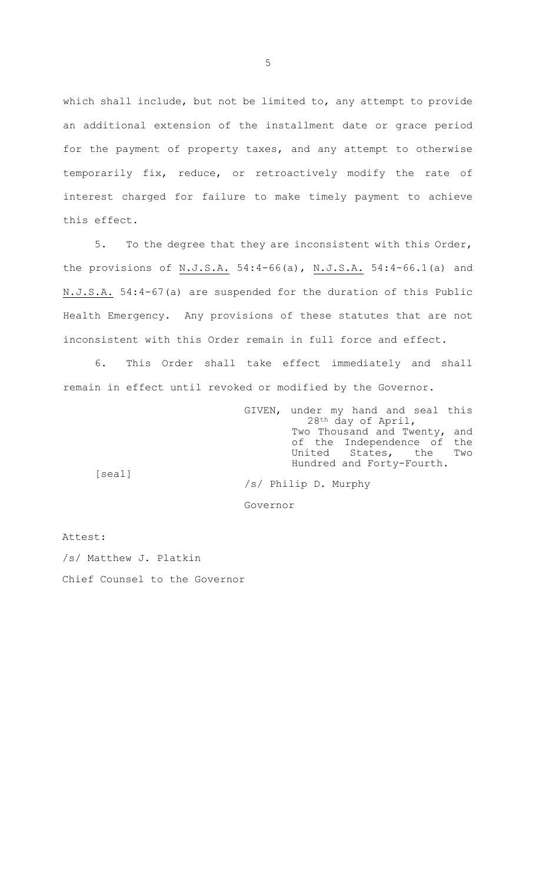which shall include, but not be limited to, any attempt to provide an additional extension of the installment date or grace period for the payment of property taxes, and any attempt to otherwise temporarily fix, reduce, or retroactively modify the rate of interest charged for failure to make timely payment to achieve this effect.

5. To the degree that they are inconsistent with this Order, the provisions of N.J.S.A. 54:4-66(a), N.J.S.A. 54:4-66.1(a) and N.J.S.A. 54:4-67(a) are suspended for the duration of this Public Health Emergency. Any provisions of these statutes that are not inconsistent with this Order remain in full force and effect.

6. This Order shall take effect immediately and shall remain in effect until revoked or modified by the Governor.

GIVEN, under my hand and seal this 28th day of April, Two Thousand and Twenty, and of the Independence of the United States, the Two Hundred and Forty-Fourth.

[seal]

/s/ Philip D. Murphy

Governor

Attest:

/s/ Matthew J. Platkin

Chief Counsel to the Governor